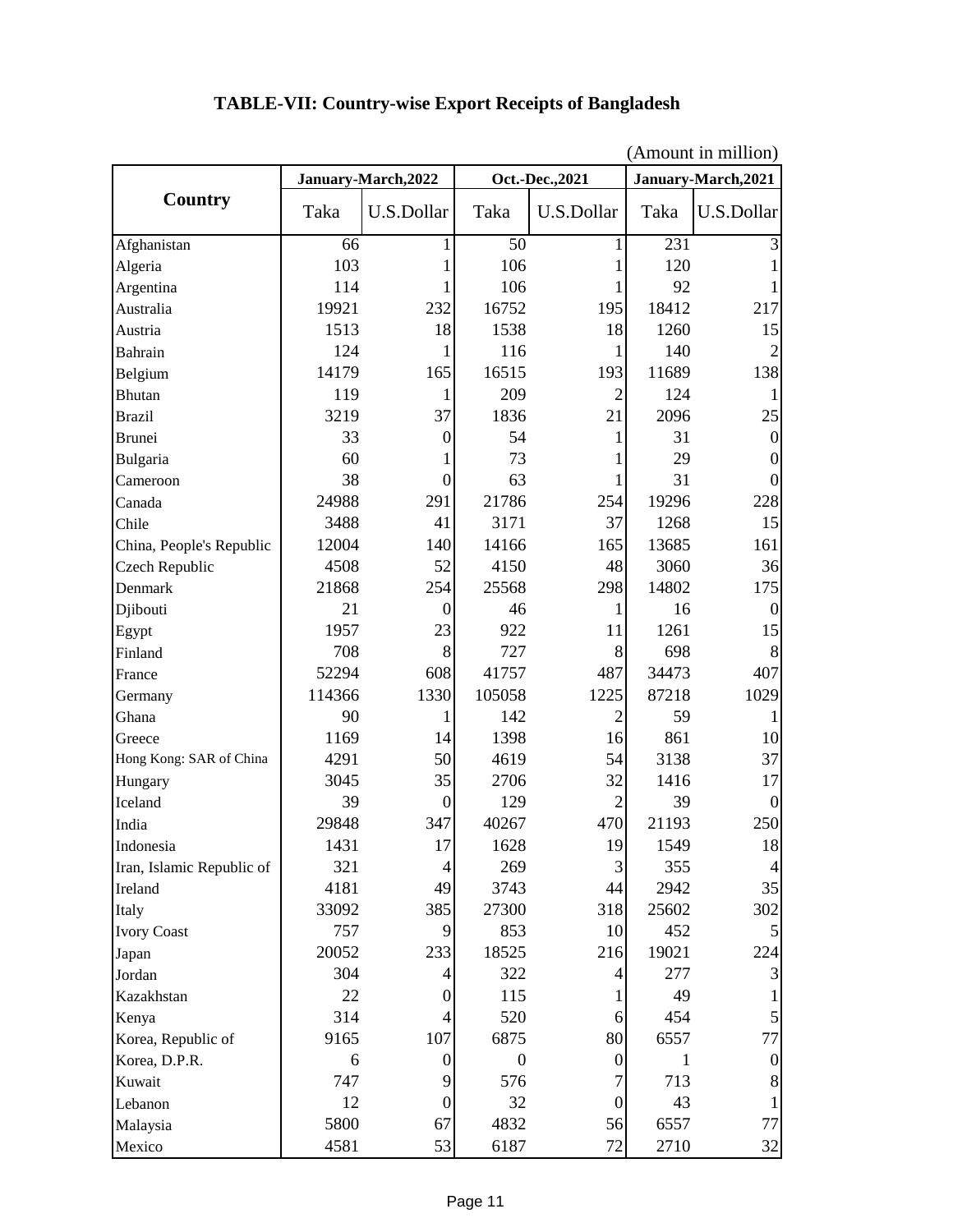# TABLE-VII: Country-wise Export Receipts of Bangladesh

(Amount in million)

| Country | January-March,2022 | | Oct.-Dec.,2021 | | January-March,2021 | |
|---|---|---|---|---|---|---|
| | Taka | U.S.Dollar | Taka | U.S.Dollar | Taka | U.S.Dollar |
| Afghanistan | 66 | 1 | 50 | 1 | 231 | 3 |
| Algeria | 103 | 1 | 106 | 1 | 120 | 1 |
| Argentina | 114 | 1 | 106 | 1 | 92 | 1 |
| Australia | 19921 | 232 | 16752 | 195 | 18412 | 217 |
| Austria | 1513 | 18 | 1538 | 18 | 1260 | 15 |
| Bahrain | 124 | 1 | 116 | 1 | 140 | 2 |
| Belgium | 14179 | 165 | 16515 | 193 | 11689 | 138 |
| Bhutan | 119 | 1 | 209 | 2 | 124 | 1 |
| Brazil | 3219 | 37 | 1836 | 21 | 2096 | 25 |
| Brunei | 33 | 0 | 54 | 1 | 31 | 0 |
| Bulgaria | 60 | 1 | 73 | 1 | 29 | 0 |
| Cameroon | 38 | 0 | 63 | 1 | 31 | 0 |
| Canada | 24988 | 291 | 21786 | 254 | 19296 | 228 |
| Chile | 3488 | 41 | 3171 | 37 | 1268 | 15 |
| China, People's Republic | 12004 | 140 | 14166 | 165 | 13685 | 161 |
| Czech Republic | 4508 | 52 | 4150 | 48 | 3060 | 36 |
| Denmark | 21868 | 254 | 25568 | 298 | 14802 | 175 |
| Djibouti | 21 | 0 | 46 | 1 | 16 | 0 |
| Egypt | 1957 | 23 | 922 | 11 | 1261 | 15 |
| Finland | 708 | 8 | 727 | 8 | 698 | 8 |
| France | 52294 | 608 | 41757 | 487 | 34473 | 407 |
| Germany | 114366 | 1330 | 105058 | 1225 | 87218 | 1029 |
| Ghana | 90 | 1 | 142 | 2 | 59 | 1 |
| Greece | 1169 | 14 | 1398 | 16 | 861 | 10 |
| Hong Kong: SAR of China | 4291 | 50 | 4619 | 54 | 3138 | 37 |
| Hungary | 3045 | 35 | 2706 | 32 | 1416 | 17 |
| Iceland | 39 | 0 | 129 | 2 | 39 | 0 |
| India | 29848 | 347 | 40267 | 470 | 21193 | 250 |
| Indonesia | 1431 | 17 | 1628 | 19 | 1549 | 18 |
| Iran, Islamic Republic of | 321 | 4 | 269 | 3 | 355 | 4 |
| Ireland | 4181 | 49 | 3743 | 44 | 2942 | 35 |
| Italy | 33092 | 385 | 27300 | 318 | 25602 | 302 |
| Ivory Coast | 757 | 9 | 853 | 10 | 452 | 5 |
| Japan | 20052 | 233 | 18525 | 216 | 19021 | 224 |
| Jordan | 304 | 4 | 322 | 4 | 277 | 3 |
| Kazakhstan | 22 | 0 | 115 | 1 | 49 | 1 |
| Kenya | 314 | 4 | 520 | 6 | 454 | 5 |
| Korea, Republic of | 9165 | 107 | 6875 | 80 | 6557 | 77 |
| Korea, D.P.R. | 6 | 0 | 0 | 0 | 1 | 0 |
| Kuwait | 747 | 9 | 576 | 7 | 713 | 8 |
| Lebanon | 12 | 0 | 32 | 0 | 43 | 1 |
| Malaysia | 5800 | 67 | 4832 | 56 | 6557 | 77 |
| Mexico | 4581 | 53 | 6187 | 72 | 2710 | 32 |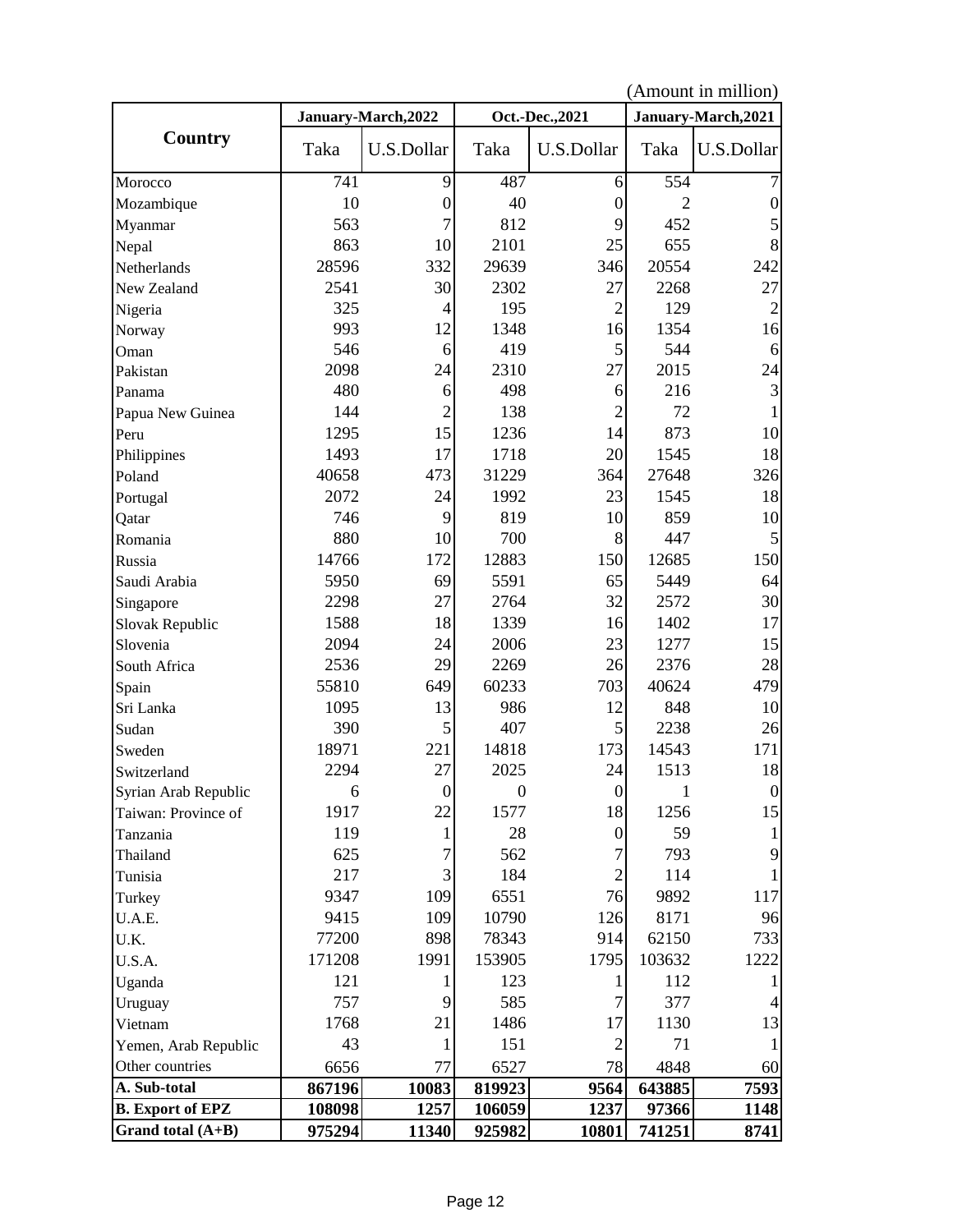(Amount in million)

| Country | January-March,2022 | | Oct.-Dec.,2021 | | January-March,2021 | |
|---|---|---|---|---|---|---|
| | Taka | U.S.Dollar | Taka | U.S.Dollar | Taka | U.S.Dollar |
| Morocco | 741 | 9 | 487 | 6 | 554 | 7 |
| Mozambique | 10 | 0 | 40 | 0 | 2 | 0 |
| Myanmar | 563 | 7 | 812 | 9 | 452 | 5 |
| Nepal | 863 | 10 | 2101 | 25 | 655 | 8 |
| Netherlands | 28596 | 332 | 29639 | 346 | 20554 | 242 |
| New Zealand | 2541 | 30 | 2302 | 27 | 2268 | 27 |
| Nigeria | 325 | 4 | 195 | 2 | 129 | 2 |
| Norway | 993 | 12 | 1348 | 16 | 1354 | 16 |
| Oman | 546 | 6 | 419 | 5 | 544 | 6 |
| Pakistan | 2098 | 24 | 2310 | 27 | 2015 | 24 |
| Panama | 480 | 6 | 498 | 6 | 216 | 3 |
| Papua New Guinea | 144 | 2 | 138 | 2 | 72 | 1 |
| Peru | 1295 | 15 | 1236 | 14 | 873 | 10 |
| Philippines | 1493 | 17 | 1718 | 20 | 1545 | 18 |
| Poland | 40658 | 473 | 31229 | 364 | 27648 | 326 |
| Portugal | 2072 | 24 | 1992 | 23 | 1545 | 18 |
| Qatar | 746 | 9 | 819 | 10 | 859 | 10 |
| Romania | 880 | 10 | 700 | 8 | 447 | 5 |
| Russia | 14766 | 172 | 12883 | 150 | 12685 | 150 |
| Saudi Arabia | 5950 | 69 | 5591 | 65 | 5449 | 64 |
| Singapore | 2298 | 27 | 2764 | 32 | 2572 | 30 |
| Slovak Republic | 1588 | 18 | 1339 | 16 | 1402 | 17 |
| Slovenia | 2094 | 24 | 2006 | 23 | 1277 | 15 |
| South Africa | 2536 | 29 | 2269 | 26 | 2376 | 28 |
| Spain | 55810 | 649 | 60233 | 703 | 40624 | 479 |
| Sri Lanka | 1095 | 13 | 986 | 12 | 848 | 10 |
| Sudan | 390 | 5 | 407 | 5 | 2238 | 26 |
| Sweden | 18971 | 221 | 14818 | 173 | 14543 | 171 |
| Switzerland | 2294 | 27 | 2025 | 24 | 1513 | 18 |
| Syrian Arab Republic | 6 | 0 | 0 | 0 | 1 | 0 |
| Taiwan: Province of | 1917 | 22 | 1577 | 18 | 1256 | 15 |
| Tanzania | 119 | 1 | 28 | 0 | 59 | 1 |
| Thailand | 625 | 7 | 562 | 7 | 793 | 9 |
| Tunisia | 217 | 3 | 184 | 2 | 114 | 1 |
| Turkey | 9347 | 109 | 6551 | 76 | 9892 | 117 |
| U.A.E. | 9415 | 109 | 10790 | 126 | 8171 | 96 |
| U.K. | 77200 | 898 | 78343 | 914 | 62150 | 733 |
| U.S.A. | 171208 | 1991 | 153905 | 1795 | 103632 | 1222 |
| Uganda | 121 | 1 | 123 | 1 | 112 | 1 |
| Uruguay | 757 | 9 | 585 | 7 | 377 | 4 |
| Vietnam | 1768 | 21 | 1486 | 17 | 1130 | 13 |
| Yemen, Arab Republic | 43 | 1 | 151 | 2 | 71 | 1 |
| Other countries | 6656 | 77 | 6527 | 78 | 4848 | 60 |
| **A. Sub-total** | **867196** | **10083** | **819923** | **9564** | **643885** | **7593** |
| **B. Export of EPZ** | **108098** | **1257** | **106059** | **1237** | **97366** | **1148** |
| **Grand total (A+B)** | **975294** | **11340** | **925982** | **10801** | **741251** | **8741** |